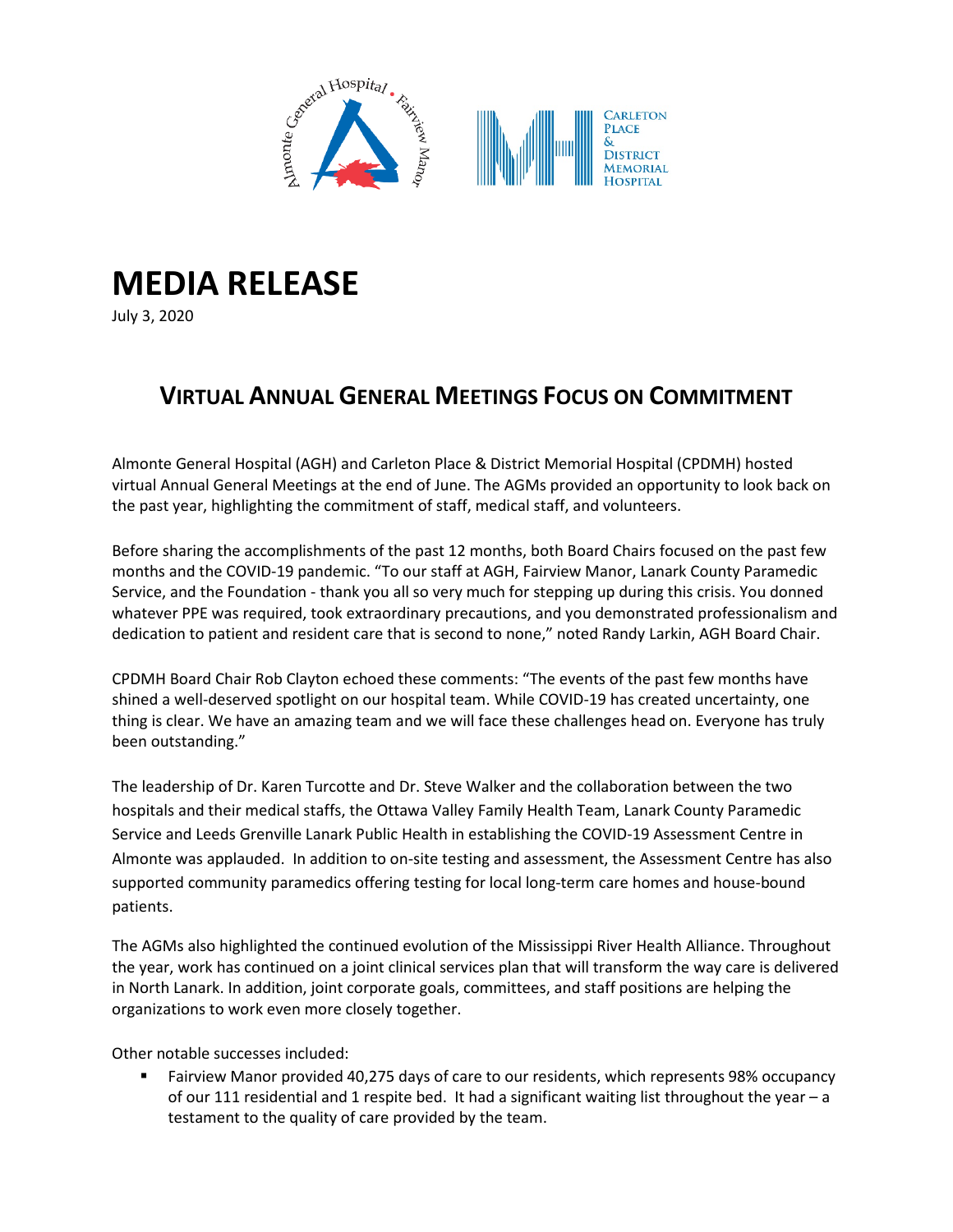# MEDIA RELEASE

July 3, 2020

## VIRTUAL ANNUAL GENERAL MEETINGS FOCUS ON COMMITMENT

Almonte General Hospital (AGH) and Carleton Place & District Memorial Hospital (CPDMH) hosted virtual Annual General Meetings at the end of June. The AGMs provided an opportunity to look back on the past year, highlighting the commitment of staff, medical staff, and volunteers.

Before sharing the accomplishments of the past 12 months, both Board Chairs focused on the past few months and the COVID-19 pandemic. "To our staff at AGH, Fairview Manor, Lanark County Paramedic Service, and the Foundation - thank you all so very much for stepping up during this crisis. You donned whatever PPE was required, took extraordinary precautions, and you demonstrated professionalism and dedication to patient and resident care that is second to none," noted Randy Larkin, AGH Board Chair.

CPDMH Board Chair Rob Clayton echoed these comments: "The events of the past few months have shined a well-deserved spotlight on our hospital team. While COVID-19 has created uncertainty, one thing is clear. We have an amazing team and we will face these challenges head on. Everyone has truly been outstanding."

The leadership of Dr. Karen Turcotte and Dr. Steve Walker and the collaboration between the two hospitals and their medical staffs, the Ottawa Valley Family Health Team, Lanark County Paramedic Service and Leeds Grenville Lanark Public Health in establishing the COVID-19 Assessment Centre in Almonte was applauded. In addition to on-site testing and assessment, the Assessment Centre has also supported community paramedics offering testing for local long-term care homes and house-bound patients.

The AGMs also highlighted the continued evolution of the Mississippi River Health Alliance. Throughout the year, work has continued on a joint clinical services plan that will transform the way care is delivered in North Lanark. In addition, joint corporate goals, committees, and staff positions are helping the organizations to work even more closely together.

Other notable successes included:

- Fairview Manor provided 40,275 days of care to our residents, which represents 98% occupancy of our 111 residential and 1 respite bed. It had a significant waiting list throughout the year – a testament to the quality of care provided by the team.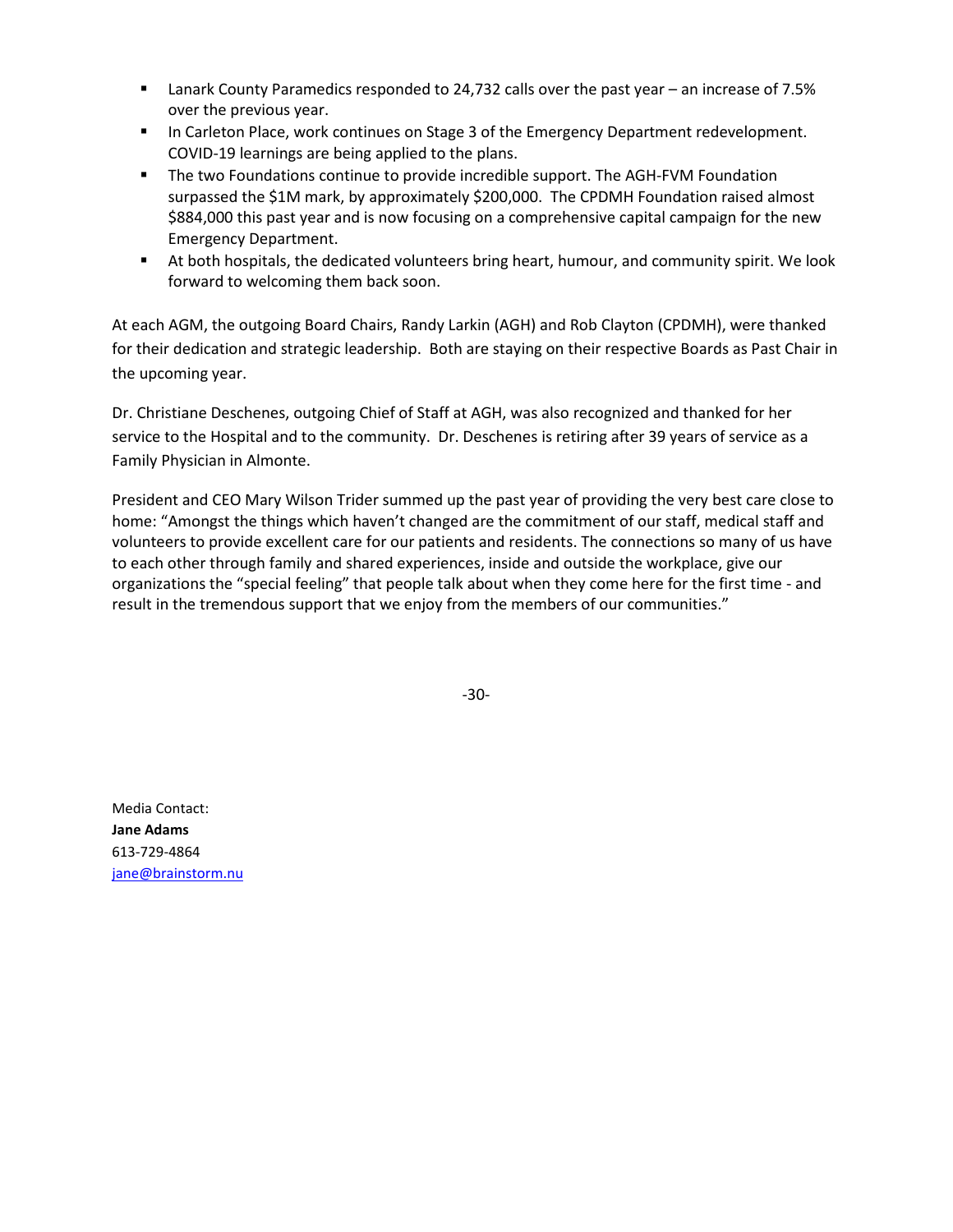- Lanark County Paramedics responded to 24,732 calls over the past year – an increase of 7.5% over the previous year.
- In Carleton Place, work continues on Stage 3 of the Emergency Department redevelopment. COVID-19 learnings are being applied to the plans.
- The two Foundations continue to provide incredible support. The AGH-FVM Foundation surpassed the $1M mark, by approximately $200,000. The CPDMH Foundation raised almost $884,000 this past year and is now focusing on a comprehensive capital campaign for the new Emergency Department.
- At both hospitals, the dedicated volunteers bring heart, humour, and community spirit. We look forward to welcoming them back soon.

At each AGM, the outgoing Board Chairs, Randy Larkin (AGH) and Rob Clayton (CPDMH), were thanked for their dedication and strategic leadership. Both are staying on their respective Boards as Past Chair in the upcoming year.

Dr. Christiane Deschenes, outgoing Chief of Staff at AGH, was also recognized and thanked for her service to the Hospital and to the community. Dr. Deschenes is retiring after 39 years of service as a Family Physician in Almonte.

President and CEO Mary Wilson Trider summed up the past year of providing the very best care close to home: "Amongst the things which haven't changed are the commitment of our staff, medical staff and volunteers to provide excellent care for our patients and residents. The connections so many of us have to each other through family and shared experiences, inside and outside the workplace, give our organizations the "special feeling" that people talk about when they come here for the first time - and result in the tremendous support that we enjoy from the members of our communities."

-30-

Media Contact:
**Jane Adams**
613-729-4864
jane@brainstorm.nu